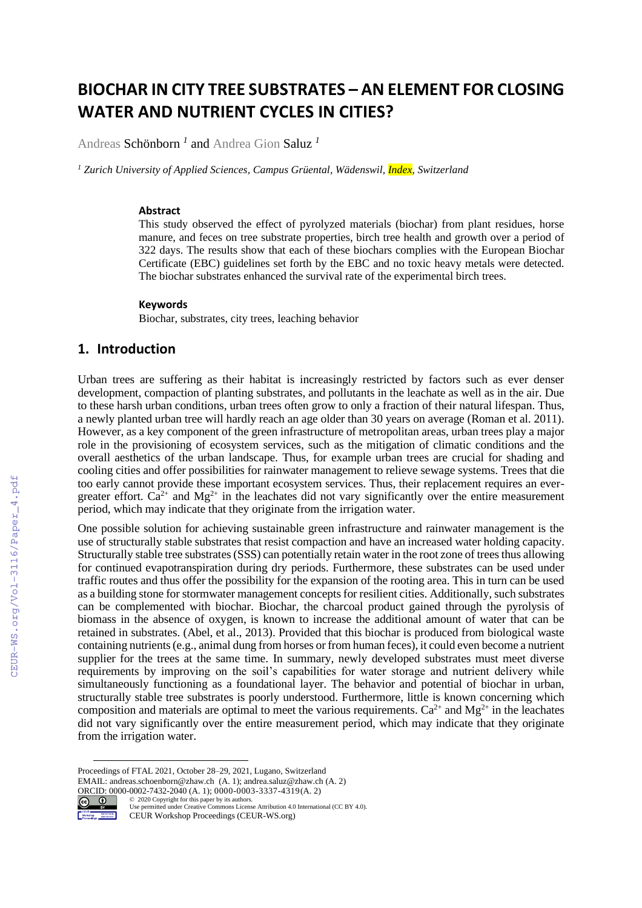# BIOCHAR IN CITY TREE SUBSTRATES – AN ELEMENT FOR CLOSING WATER AND NUTRIENT CYCLES IN CITIES?

Andreas Schönborn [1] and Andrea Gion Saluz [1]

[1] *Zurich University of Applied Sciences, Campus Grüental, Wädenswil, Index, Switzerland*

### Abstract

This study observed the effect of pyrolyzed materials (biochar) from plant residues, horse manure, and feces on tree substrate properties, birch tree health and growth over a period of 322 days. The results show that each of these biochars complies with the European Biochar Certificate (EBC) guidelines set forth by the EBC and no toxic heavy metals were detected. The biochar substrates enhanced the survival rate of the experimental birch trees.

### Keywords

Biochar, substrates, city trees, leaching behavior

## 1. Introduction

Urban trees are suffering as their habitat is increasingly restricted by factors such as ever denser development, compaction of planting substrates, and pollutants in the leachate as well as in the air. Due to these harsh urban conditions, urban trees often grow to only a fraction of their natural lifespan. Thus, a newly planted urban tree will hardly reach an age older than 30 years on average (Roman et al. 2011). However, as a key component of the green infrastructure of metropolitan areas, urban trees play a major role in the provisioning of ecosystem services, such as the mitigation of climatic conditions and the overall aesthetics of the urban landscape. Thus, for example urban trees are crucial for shading and cooling cities and offer possibilities for rainwater management to relieve sewage systems. Trees that die too early cannot provide these important ecosystem services. Thus, their replacement requires an ever-greater effort. $Ca^{2+}$ and $Mg^{2+}$ in the leachates did not vary significantly over the entire measurement period, which may indicate that they originate from the irrigation water.

One possible solution for achieving sustainable green infrastructure and rainwater management is the use of structurally stable substrates that resist compaction and have an increased water holding capacity. Structurally stable tree substrates (SSS) can potentially retain water in the root zone of trees thus allowing for continued evapotranspiration during dry periods. Furthermore, these substrates can be used under traffic routes and thus offer the possibility for the expansion of the rooting area. This in turn can be used as a building stone for stormwater management concepts for resilient cities. Additionally, such substrates can be complemented with biochar. Biochar, the charcoal product gained through the pyrolysis of biomass in the absence of oxygen, is known to increase the additional amount of water that can be retained in substrates. (Abel, et al., 2013). Provided that this biochar is produced from biological waste containing nutrients (e.g., animal dung from horses or from human feces), it could even become a nutrient supplier for the trees at the same time. In summary, newly developed substrates must meet diverse requirements by improving on the soil's capabilities for water storage and nutrient delivery while simultaneously functioning as a foundational layer. The behavior and potential of biochar in urban, structurally stable tree substrates is poorly understood. Furthermore, little is known concerning which composition and materials are optimal to meet the various requirements. $Ca^{2+}$ and $Mg^{2+}$ in the leachates did not vary significantly over the entire measurement period, which may indicate that they originate from the irrigation water.

Proceedings of FTAL 2021, October 28–29, 2021, Lugano, Switzerland
EMAIL: andreas.schoenborn@zhaw.ch (A. 1); andrea.saluz@zhaw.ch (A. 2)
ORCID: 0000-0002-7432-2040 (A. 1); 0000-0003-3337-4319(A. 2)
© 2020 Copyright for this paper by its authors.
Use permitted under Creative Commons License Attribution 4.0 International (CC BY 4.0).
CEUR Workshop Proceedings (CEUR-WS.org)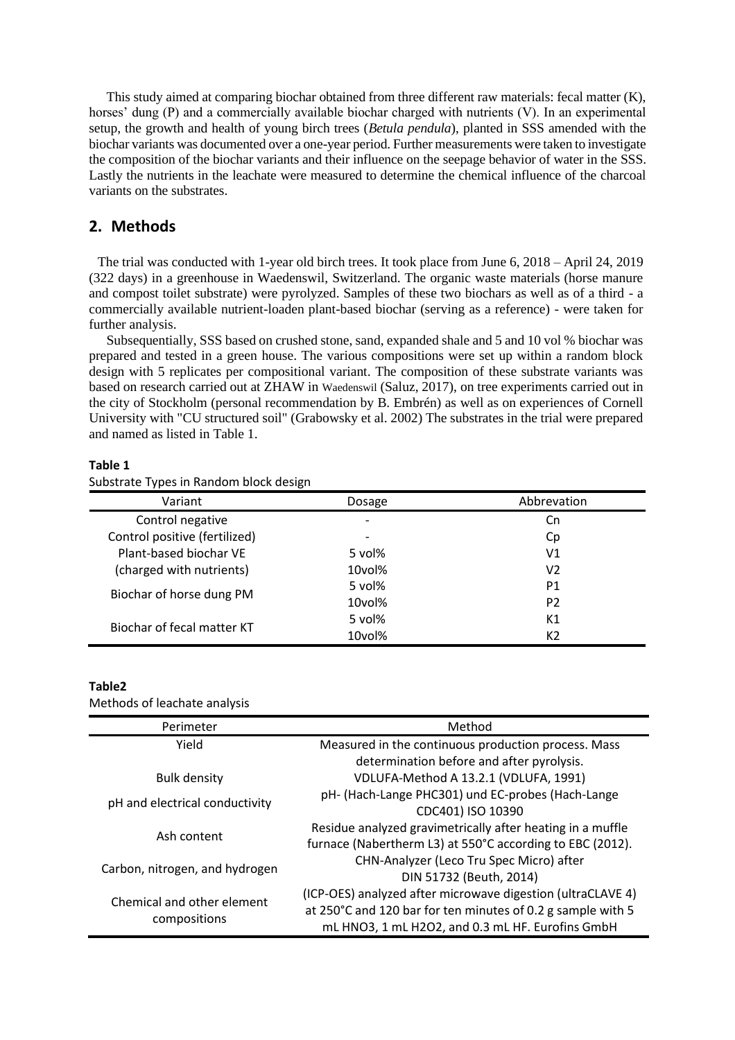This study aimed at comparing biochar obtained from three different raw materials: fecal matter (K), horses' dung (P) and a commercially available biochar charged with nutrients (V). In an experimental setup, the growth and health of young birch trees (*Betula pendula*), planted in SSS amended with the biochar variants was documented over a one-year period. Further measurements were taken to investigate the composition of the biochar variants and their influence on the seepage behavior of water in the SSS. Lastly the nutrients in the leachate were measured to determine the chemical influence of the charcoal variants on the substrates.

## 2. Methods

The trial was conducted with 1-year old birch trees. It took place from June 6, 2018 – April 24, 2019 (322 days) in a greenhouse in Waedenswil, Switzerland. The organic waste materials (horse manure and compost toilet substrate) were pyrolyzed. Samples of these two biochars as well as of a third - a commercially available nutrient-loaden plant-based biochar (serving as a reference) - were taken for further analysis.

Subsequentially, SSS based on crushed stone, sand, expanded shale and 5 and 10 vol % biochar was prepared and tested in a green house. The various compositions were set up within a random block design with 5 replicates per compositional variant. The composition of these substrate variants was based on research carried out at ZHAW in Waedenswil (Saluz, 2017), on tree experiments carried out in the city of Stockholm (personal recommendation by B. Embrén) as well as on experiences of Cornell University with "CU structured soil" (Grabowsky et al. 2002) The substrates in the trial were prepared and named as listed in Table 1.

**Table 1**

Substrate Types in Random block design

| Variant | Dosage | Abbrevation |
|---|---|---|
| Control negative | - | Cn |
| Control positive (fertilized) | - | Cp |
| Plant-based biochar VE | 5 vol% | V1 |
| (charged with nutrients) | 10vol% | V2 |
| Biochar of horse dung PM | 5 vol% | P1 |
| | 10vol% | P2 |
| Biochar of fecal matter KT | 5 vol% | K1 |
| | 10vol% | K2 |

**Table2**

Methods of leachate analysis

| Perimeter | Method |
|---|---|
| Yield | Measured in the continuous production process. Mass determination before and after pyrolysis. |
| Bulk density | VDLUFA-Method A 13.2.1 (VDLUFA, 1991) |
| pH and electrical conductivity | pH- (Hach-Lange PHC301) und EC-probes (Hach-Lange CDC401) ISO 10390 |
| Ash content | Residue analyzed gravimetrically after heating in a muffle furnace (Nabertherm L3) at 550°C according to EBC (2012). |
| Carbon, nitrogen, and hydrogen | CHN-Analyzer (Leco Tru Spec Micro) after DIN 51732 (Beuth, 2014) |
| Chemical and other element compositions | (ICP-OES) analyzed after microwave digestion (ultraCLAVE 4) at 250°C and 120 bar for ten minutes of 0.2 g sample with 5 mL $HNO_3$, 1 mL $H_2O_2$, and 0.3 mL HF. Eurofins GmbH |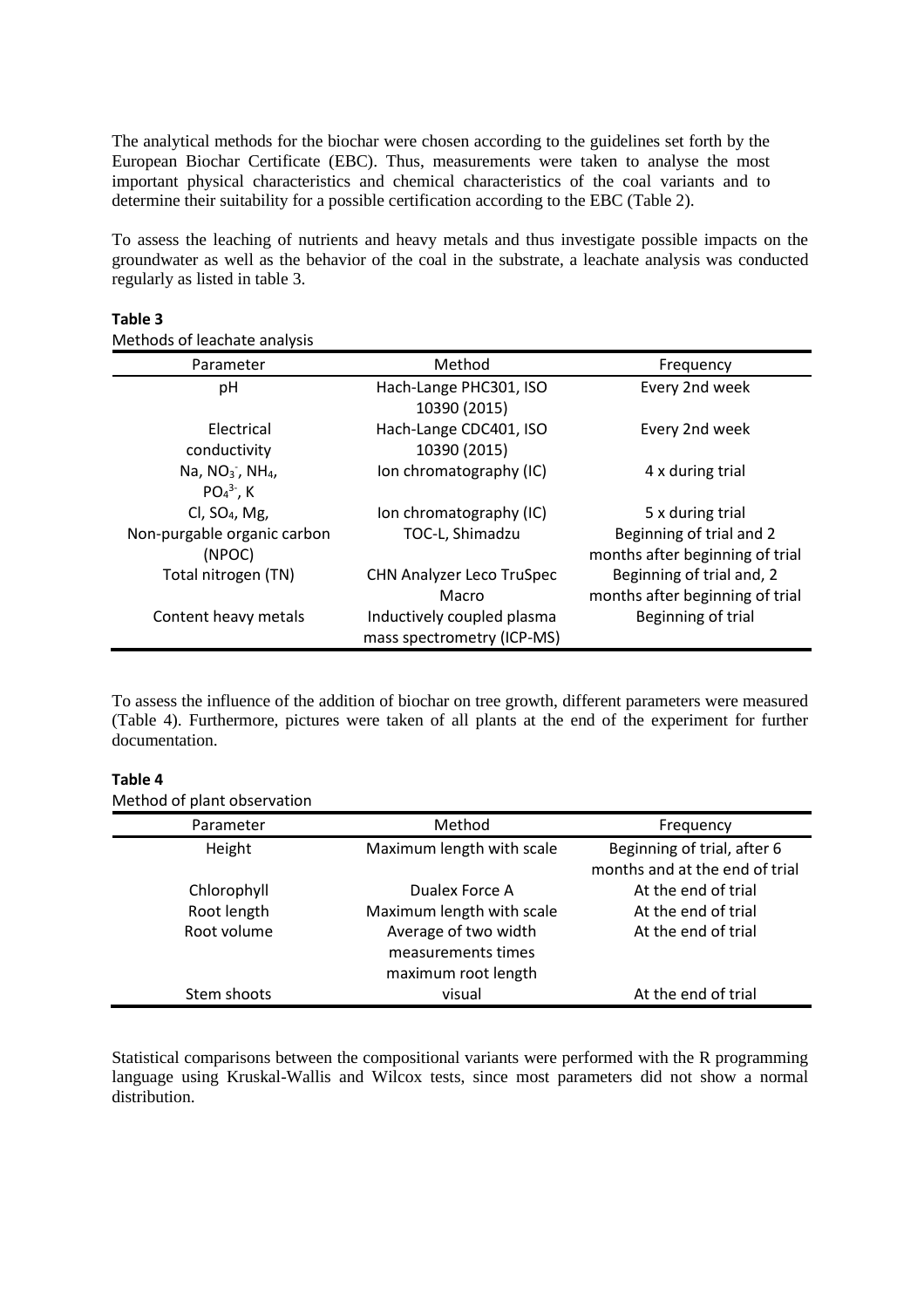The analytical methods for the biochar were chosen according to the guidelines set forth by the European Biochar Certificate (EBC). Thus, measurements were taken to analyse the most important physical characteristics and chemical characteristics of the coal variants and to determine their suitability for a possible certification according to the EBC (Table 2).

To assess the leaching of nutrients and heavy metals and thus investigate possible impacts on the groundwater as well as the behavior of the coal in the substrate, a leachate analysis was conducted regularly as listed in table 3.

**Table 3**

Methods of leachate analysis

| Parameter | Method | Frequency |
|---|---|---|
| pH | Hach-Lange PHC301, ISO 10390 (2015) | Every 2nd week |
| Electrical conductivity | Hach-Lange CDC401, ISO 10390 (2015) | Every 2nd week |
| Na, $NO_3^-$, $NH_4$, $PO_4^{3-}$, K | Ion chromatography (IC) | 4 x during trial |
| Cl, $SO_4$, Mg, | Ion chromatography (IC) | 5 x during trial |
| Non-purgable organic carbon (NPOC) | TOC-L, Shimadzu | Beginning of trial and 2 months after beginning of trial |
| Total nitrogen (TN) | CHN Analyzer Leco TruSpec Macro | Beginning of trial and, 2 months after beginning of trial |
| Content heavy metals | Inductively coupled plasma mass spectrometry (ICP-MS) | Beginning of trial |

To assess the influence of the addition of biochar on tree growth, different parameters were measured (Table 4). Furthermore, pictures were taken of all plants at the end of the experiment for further documentation.

**Table 4**

Method of plant observation

| Parameter | Method | Frequency |
|---|---|---|
| Height | Maximum length with scale | Beginning of trial, after 6 months and at the end of trial |
| Chlorophyll | Dualex Force A | At the end of trial |
| Root length | Maximum length with scale | At the end of trial |
| Root volume | Average of two width measurements times maximum root length | At the end of trial |
| Stem shoots | visual | At the end of trial |

Statistical comparisons between the compositional variants were performed with the R programming language using Kruskal-Wallis and Wilcox tests, since most parameters did not show a normal distribution.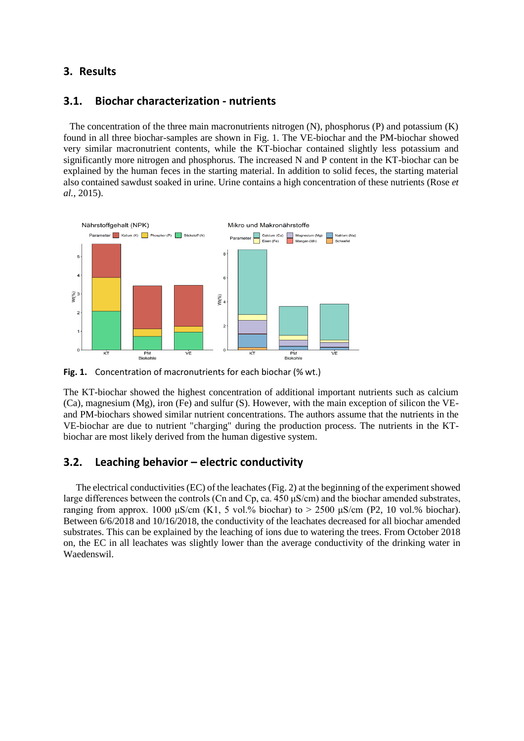## 3. Results

### 3.1. Biochar characterization - nutrients

The concentration of the three main macronutrients nitrogen (N), phosphorus (P) and potassium (K) found in all three biochar-samples are shown in Fig. 1. The VE-biochar and the PM-biochar showed very similar macronutrient contents, while the KT-biochar contained slightly less potassium and significantly more nitrogen and phosphorus. The increased N and P content in the KT-biochar can be explained by the human feces in the starting material. In addition to solid feces, the starting material also contained sawdust soaked in urine. Urine contains a high concentration of these nutrients (Rose *et al.*, 2015).

**Fig. 1.** Concentration of macronutrients for each biochar (% wt.)

The KT-biochar showed the highest concentration of additional important nutrients such as calcium (Ca), magnesium (Mg), iron (Fe) and sulfur (S). However, with the main exception of silicon the VE- and PM-biochars showed similar nutrient concentrations. The authors assume that the nutrients in the VE-biochar are due to nutrient "charging" during the production process. The nutrients in the KT-biochar are most likely derived from the human digestive system.

### 3.2. Leaching behavior – electric conductivity

The electrical conductivities (EC) of the leachates (Fig. 2) at the beginning of the experiment showed large differences between the controls (Cn and Cp, ca. 450 µS/cm) and the biochar amended substrates, ranging from approx. 1000 µS/cm (K1, 5 vol.% biochar) to > 2500 µS/cm (P2, 10 vol.% biochar). Between 6/6/2018 and 10/16/2018, the conductivity of the leachates decreased for all biochar amended substrates. This can be explained by the leaching of ions due to watering the trees. From October 2018 on, the EC in all leachates was slightly lower than the average conductivity of the drinking water in Waedenswil.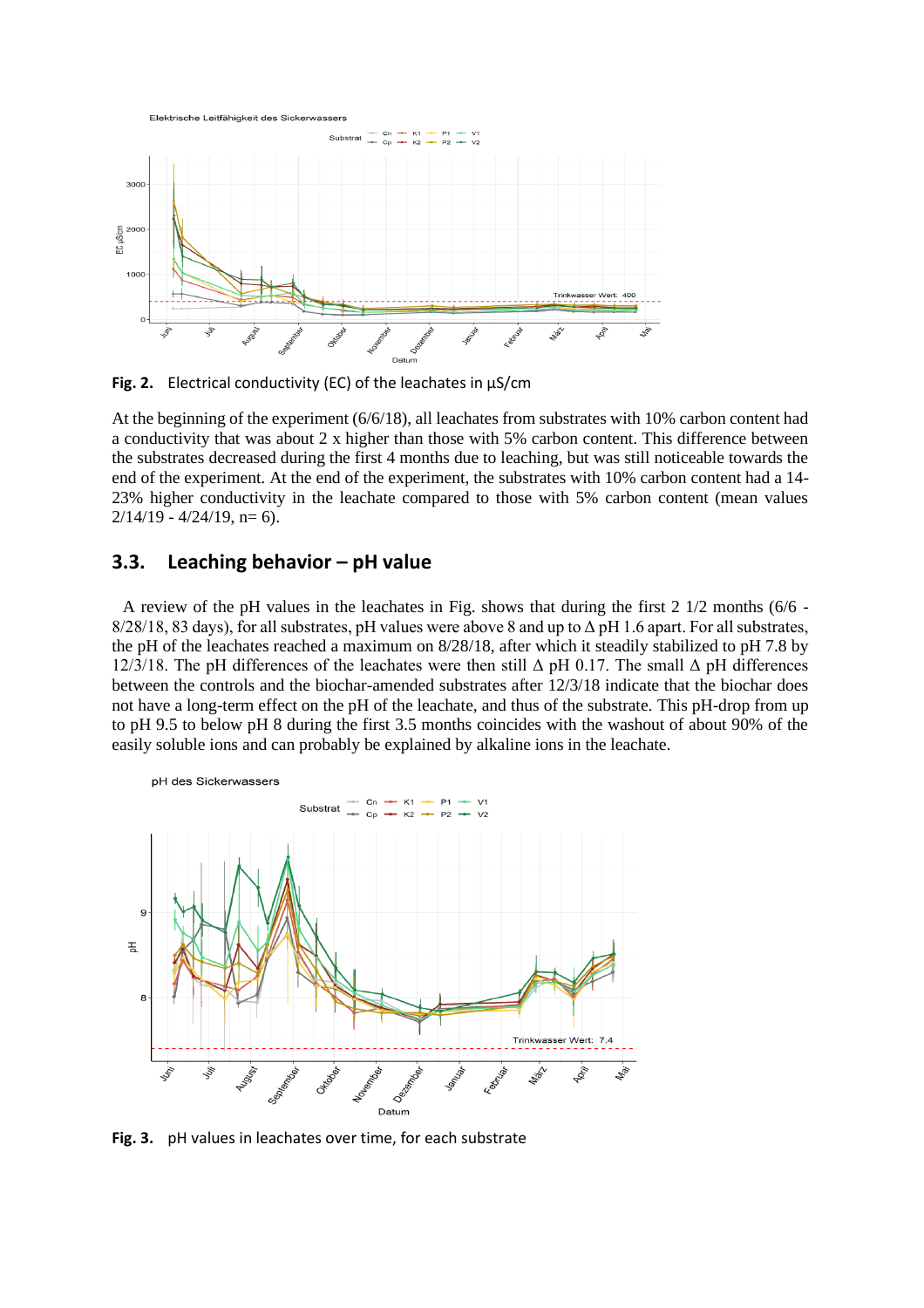**Fig. 2.** Electrical conductivity (EC) of the leachates in µS/cm

At the beginning of the experiment (6/6/18), all leachates from substrates with 10% carbon content had a conductivity that was about 2 x higher than those with 5% carbon content. This difference between the substrates decreased during the first 4 months due to leaching, but was still noticeable towards the end of the experiment. At the end of the experiment, the substrates with 10% carbon content had a 14-23% higher conductivity in the leachate compared to those with 5% carbon content (mean values 2/14/19 - 4/24/19, n= 6).

## 3.3. Leaching behavior – pH value

A review of the pH values in the leachates in Fig. shows that during the first 2 1/2 months (6/6 - 8/28/18, 83 days), for all substrates, pH values were above 8 and up to Δ pH 1.6 apart. For all substrates, the pH of the leachates reached a maximum on 8/28/18, after which it steadily stabilized to pH 7.8 by 12/3/18. The pH differences of the leachates were then still Δ pH 0.17. The small Δ pH differences between the controls and the biochar-amended substrates after 12/3/18 indicate that the biochar does not have a long-term effect on the pH of the leachate, and thus of the substrate. This pH-drop from up to pH 9.5 to below pH 8 during the first 3.5 months coincides with the washout of about 90% of the easily soluble ions and can probably be explained by alkaline ions in the leachate.

**Fig. 3.** pH values in leachates over time, for each substrate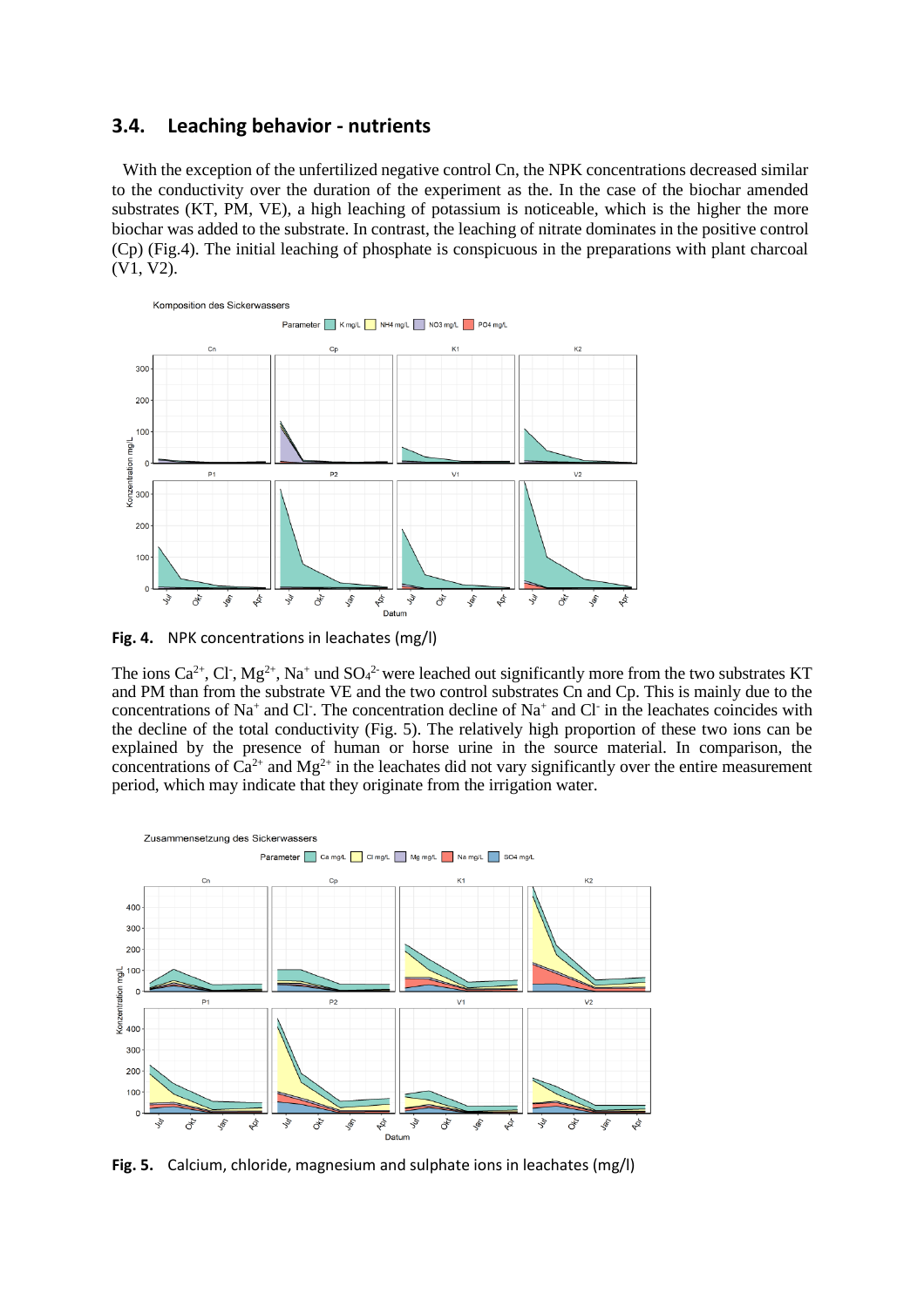## 3.4. Leaching behavior - nutrients

With the exception of the unfertilized negative control Cn, the NPK concentrations decreased similar to the conductivity over the duration of the experiment as the. In the case of the biochar amended substrates (KT, PM, VE), a high leaching of potassium is noticeable, which is the higher the more biochar was added to the substrate. In contrast, the leaching of nitrate dominates in the positive control (Cp) (Fig.4). The initial leaching of phosphate is conspicuous in the preparations with plant charcoal (V1, V2).

**Fig. 4.** NPK concentrations in leachates (mg/l)

The ions $Ca^{2+}$, $Cl^-$, $Mg^{2+}$, $Na^+$ und $SO_4^{2-}$ were leached out significantly more from the two substrates KT and PM than from the substrate VE and the two control substrates Cn and Cp. This is mainly due to the concentrations of $Na^+$ and $Cl^-$. The concentration decline of $Na^+$ and $Cl^-$ in the leachates coincides with the decline of the total conductivity (Fig. 5). The relatively high proportion of these two ions can be explained by the presence of human or horse urine in the source material. In comparison, the concentrations of $Ca^{2+}$ and $Mg^{2+}$ in the leachates did not vary significantly over the entire measurement period, which may indicate that they originate from the irrigation water.

**Fig. 5.** Calcium, chloride, magnesium and sulphate ions in leachates (mg/l)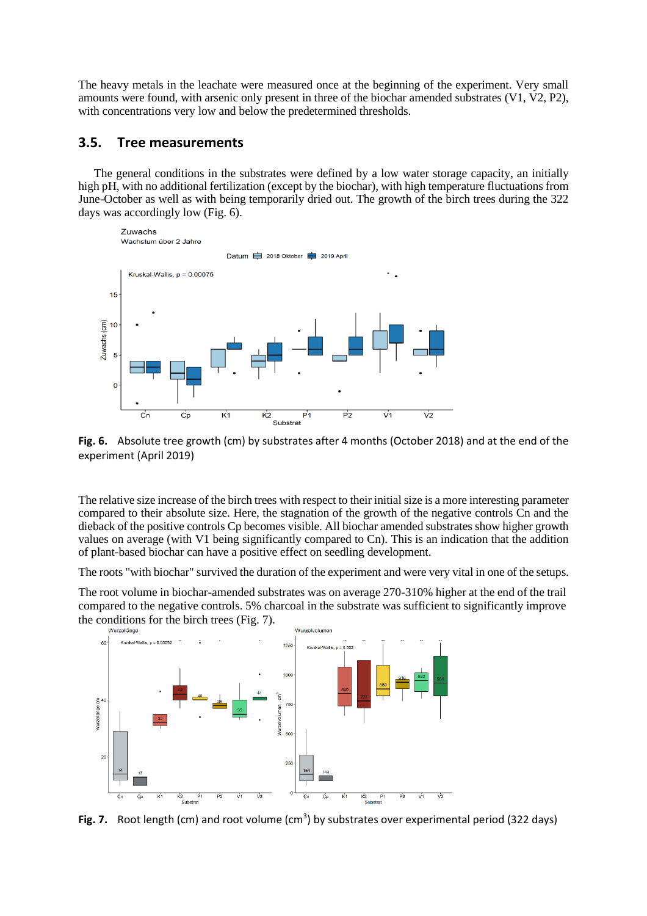The heavy metals in the leachate were measured once at the beginning of the experiment. Very small amounts were found, with arsenic only present in three of the biochar amended substrates (V1, V2, P2), with concentrations very low and below the predetermined thresholds.

## 3.5. Tree measurements

The general conditions in the substrates were defined by a low water storage capacity, an initially high pH, with no additional fertilization (except by the biochar), with high temperature fluctuations from June-October as well as with being temporarily dried out. The growth of the birch trees during the 322 days was accordingly low (Fig. 6).

**Fig. 6.** Absolute tree growth (cm) by substrates after 4 months (October 2018) and at the end of the experiment (April 2019)

The relative size increase of the birch trees with respect to their initial size is a more interesting parameter compared to their absolute size. Here, the stagnation of the growth of the negative controls Cn and the dieback of the positive controls Cp becomes visible. All biochar amended substrates show higher growth values on average (with V1 being significantly compared to Cn). This is an indication that the addition of plant-based biochar can have a positive effect on seedling development.

The roots "with biochar" survived the duration of the experiment and were very vital in one of the setups.

The root volume in biochar-amended substrates was on average 270-310% higher at the end of the trail compared to the negative controls. 5% charcoal in the substrate was sufficient to significantly improve the conditions for the birch trees (Fig. 7).

**Fig. 7.** Root length (cm) and root volume (cm$^3$) by substrates over experimental period (322 days)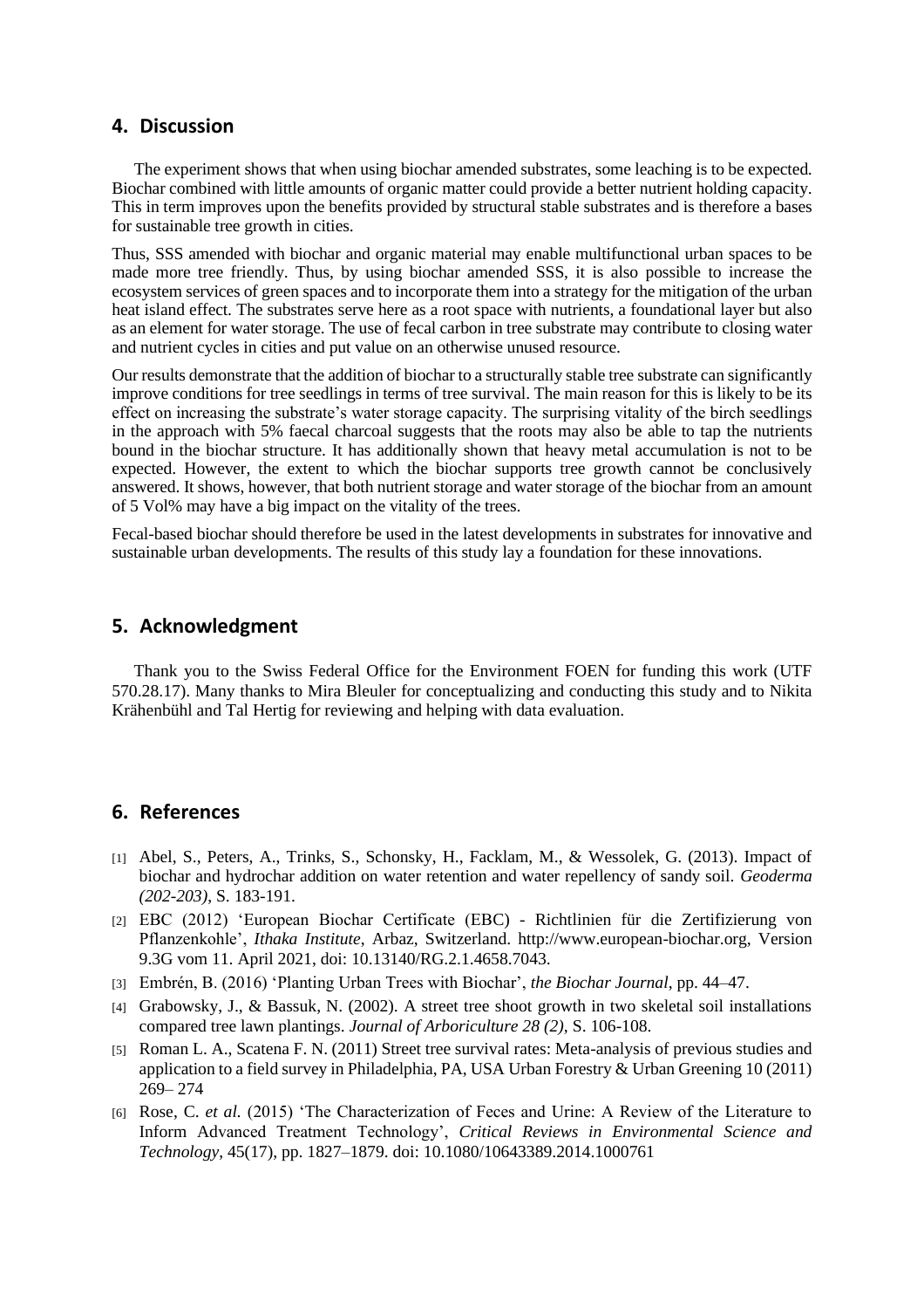## 4. Discussion

The experiment shows that when using biochar amended substrates, some leaching is to be expected. Biochar combined with little amounts of organic matter could provide a better nutrient holding capacity. This in term improves upon the benefits provided by structural stable substrates and is therefore a bases for sustainable tree growth in cities.

Thus, SSS amended with biochar and organic material may enable multifunctional urban spaces to be made more tree friendly. Thus, by using biochar amended SSS, it is also possible to increase the ecosystem services of green spaces and to incorporate them into a strategy for the mitigation of the urban heat island effect. The substrates serve here as a root space with nutrients, a foundational layer but also as an element for water storage. The use of fecal carbon in tree substrate may contribute to closing water and nutrient cycles in cities and put value on an otherwise unused resource.

Our results demonstrate that the addition of biochar to a structurally stable tree substrate can significantly improve conditions for tree seedlings in terms of tree survival. The main reason for this is likely to be its effect on increasing the substrate's water storage capacity. The surprising vitality of the birch seedlings in the approach with 5% faecal charcoal suggests that the roots may also be able to tap the nutrients bound in the biochar structure. It has additionally shown that heavy metal accumulation is not to be expected. However, the extent to which the biochar supports tree growth cannot be conclusively answered. It shows, however, that both nutrient storage and water storage of the biochar from an amount of 5 Vol% may have a big impact on the vitality of the trees.

Fecal-based biochar should therefore be used in the latest developments in substrates for innovative and sustainable urban developments. The results of this study lay a foundation for these innovations.

## 5. Acknowledgment

Thank you to the Swiss Federal Office for the Environment FOEN for funding this work (UTF 570.28.17). Many thanks to Mira Bleuler for conceptualizing and conducting this study and to Nikita Krähenbühl and Tal Hertig for reviewing and helping with data evaluation.

## 6. References

[1] Abel, S., Peters, A., Trinks, S., Schonsky, H., Facklam, M., & Wessolek, G. (2013). Impact of biochar and hydrochar addition on water retention and water repellency of sandy soil. *Geoderma (202-203)*, S. 183-191.

[2] EBC (2012) 'European Biochar Certificate (EBC) - Richtlinien für die Zertifizierung von Pflanzenkohle', *Ithaka Institute*, Arbaz, Switzerland. http://www.european-biochar.org, Version 9.3G vom 11. April 2021, doi: 10.13140/RG.2.1.4658.7043.

[3] Embrén, B. (2016) 'Planting Urban Trees with Biochar', *the Biochar Journal*, pp. 44–47.

[4] Grabowsky, J., & Bassuk, N. (2002). A street tree shoot growth in two skeletal soil installations compared tree lawn plantings. *Journal of Arboriculture 28 (2)*, S. 106-108.

[5] Roman L. A., Scatena F. N. (2011) Street tree survival rates: Meta-analysis of previous studies and application to a field survey in Philadelphia, PA, USA Urban Forestry & Urban Greening 10 (2011) 269– 274

[6] Rose, C. *et al.* (2015) 'The Characterization of Feces and Urine: A Review of the Literature to Inform Advanced Treatment Technology', *Critical Reviews in Environmental Science and Technology*, 45(17), pp. 1827–1879. doi: 10.1080/10643389.2014.1000761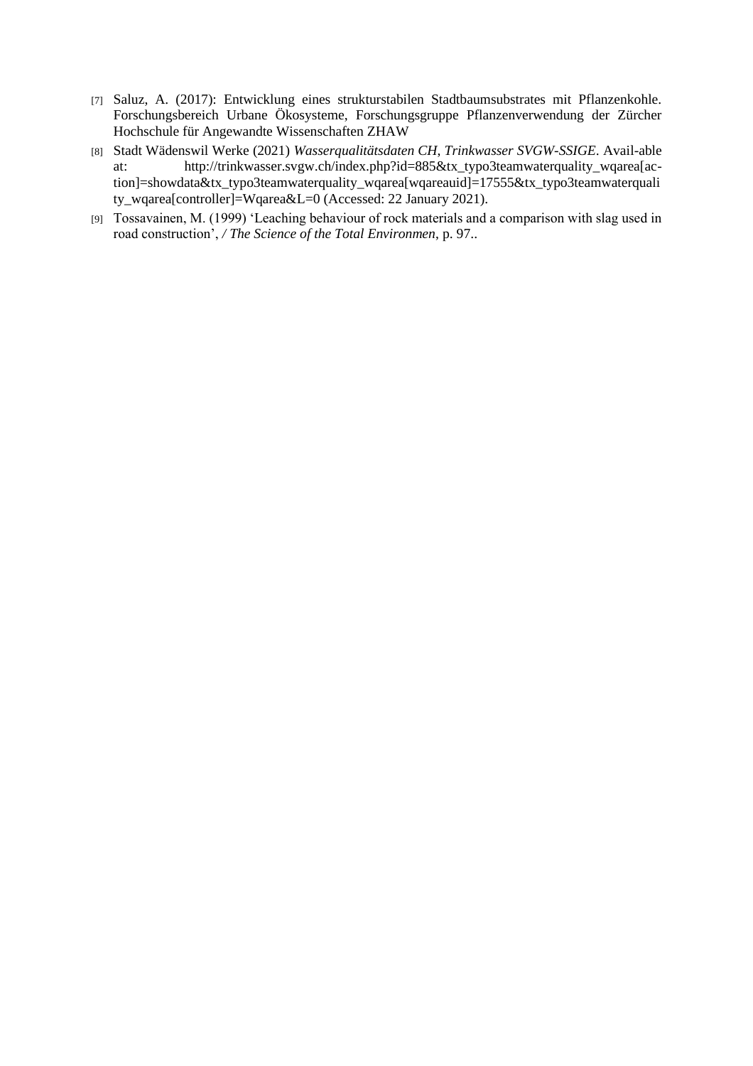[7] Saluz, A. (2017): Entwicklung eines strukturstabilen Stadtbaumsubstrates mit Pflanzenkohle. Forschungsbereich Urbane Ökosysteme, Forschungsgruppe Pflanzenverwendung der Zürcher Hochschule für Angewandte Wissenschaften ZHAW

[8] Stadt Wädenswil Werke (2021) *Wasserqualitätsdaten CH, Trinkwasser SVGW-SSIGE*. Avail-able at: http://trinkwasser.svgw.ch/index.php?id=885&tx_typo3teamwaterquality_wqarea[action]=showdata&tx_typo3teamwaterquality_wqarea[wqareauid]=17555&tx_typo3teamwaterquality_wqarea[controller]=Wqarea&L=0 (Accessed: 22 January 2021).

[9] Tossavainen, M. (1999) 'Leaching behaviour of rock materials and a comparison with slag used in road construction', */ The Science of the Total Environmen*, p. 97..